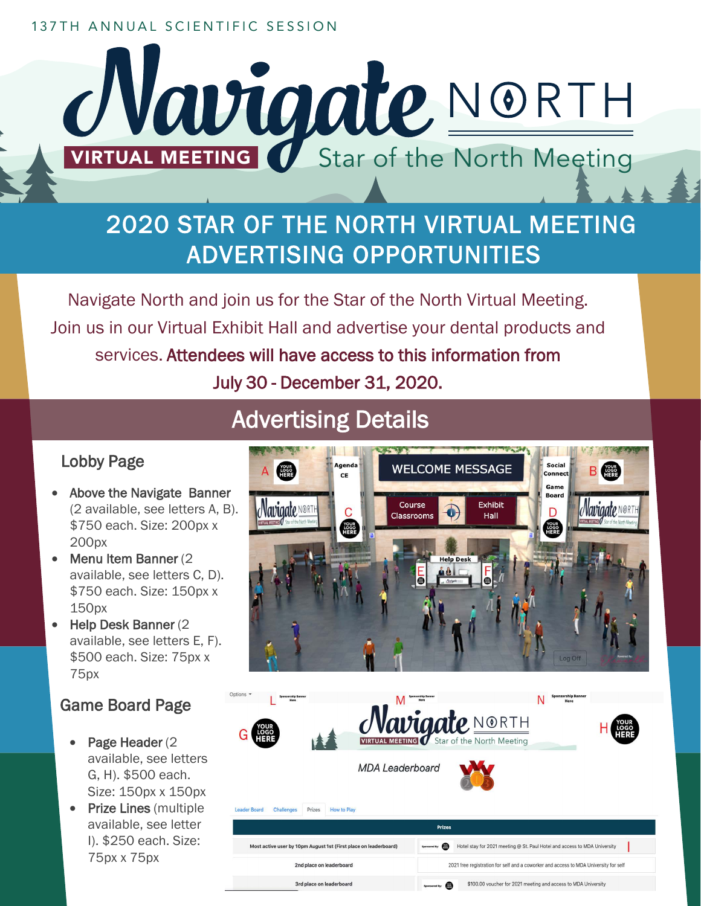137TH ANNUAL SCIENTIFIC SESSION

# Navigate NORTH

VIRTUAL MEETING

Star of the North Meeting

## 2020 STAR OF THE NORTH VIRTUAL MEETING ADVERTISING OPPORTUNITIES

Navigate North and join us for the Star of the North Virtual Meeting. Join us in our Virtual Exhibit Hall and advertise your dental products and services. **Attendees will have access to this information from July 30 - December 31, 2020.**

## Advertising Details

### Lobby Page

- **Above the Navigate Banner** (2 available, see letters A, B). $750 each. Size: 200px x 200px
- **Menu Item Banner** (2 available, see letters C, D). $750 each. Size: 150px x 150px
- **Help Desk Banner** (2 available, see letters E, F). $500 each. Size: 75px x 75px

### Game Board Page

- **Page Header** (2 available, see letters G, H). $500 each. Size: 150px x 150px
- **Prize Lines** (multiple available, see letter I). $250 each. Size: 75px x 75px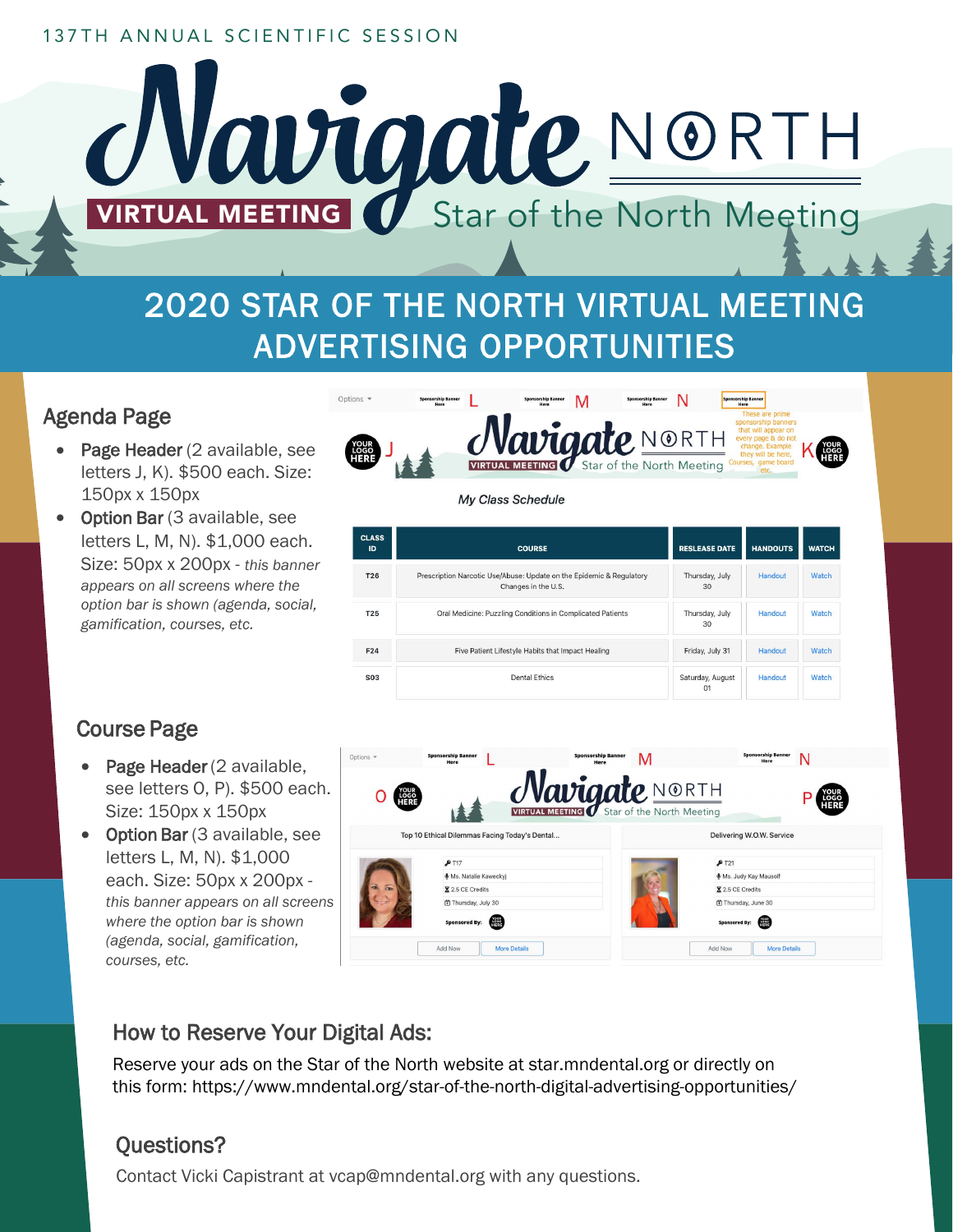137TH ANNUAL SCIENTIFIC SESSION

# Navigate NORTH

VIRTUAL MEETING

Star of the North Meeting

# 2020 STAR OF THE NORTH VIRTUAL MEETING ADVERTISING OPPORTUNITIES

## Agenda Page

- **Page Header** (2 available, see letters J, K). $500 each. Size: 150px x 150px
- **Option Bar** (3 available, see letters L, M, N). $1,000 each. Size: 50px x 200px - *this banner appears on all screens where the option bar is shown (agenda, social, gamification, courses, etc.*

## Course Page

- **Page Header** (2 available, see letters O, P). $500 each. Size: 150px x 150px
- **Option Bar** (3 available, see letters L, M, N). $1,000 each. Size: 50px x 200px - *this banner appears on all screens where the option bar is shown (agenda, social, gamification, courses, etc.*

## How to Reserve Your Digital Ads:

Reserve your ads on the Star of the North website at star.mndental.org or directly on this form: https://www.mndental.org/star-of-the-north-digital-advertising-opportunities/

## Questions?

Contact Vicki Capistrant at vcap@mndental.org with any questions.